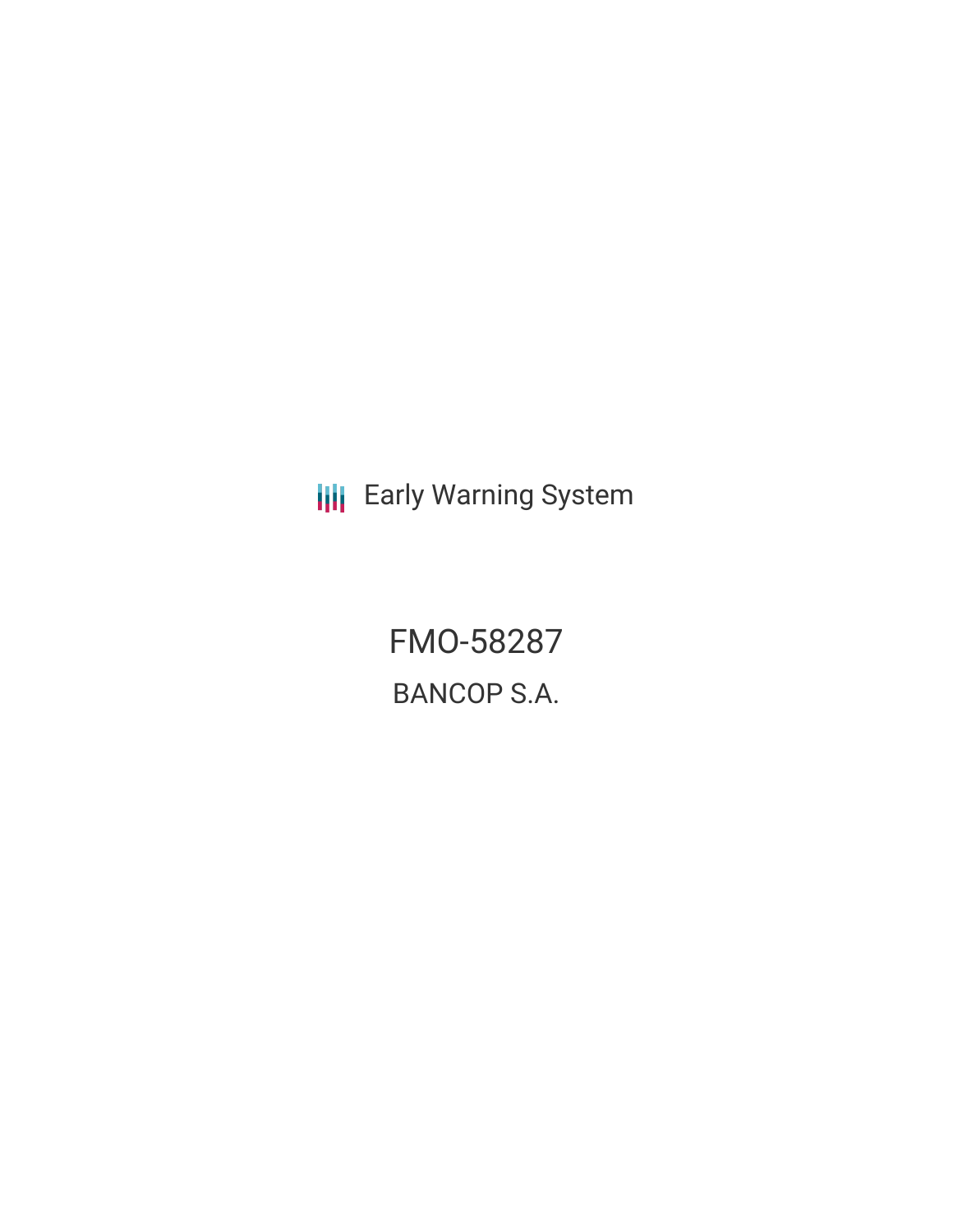Early Warning System

# FMO-58287

## BANCOP S.A.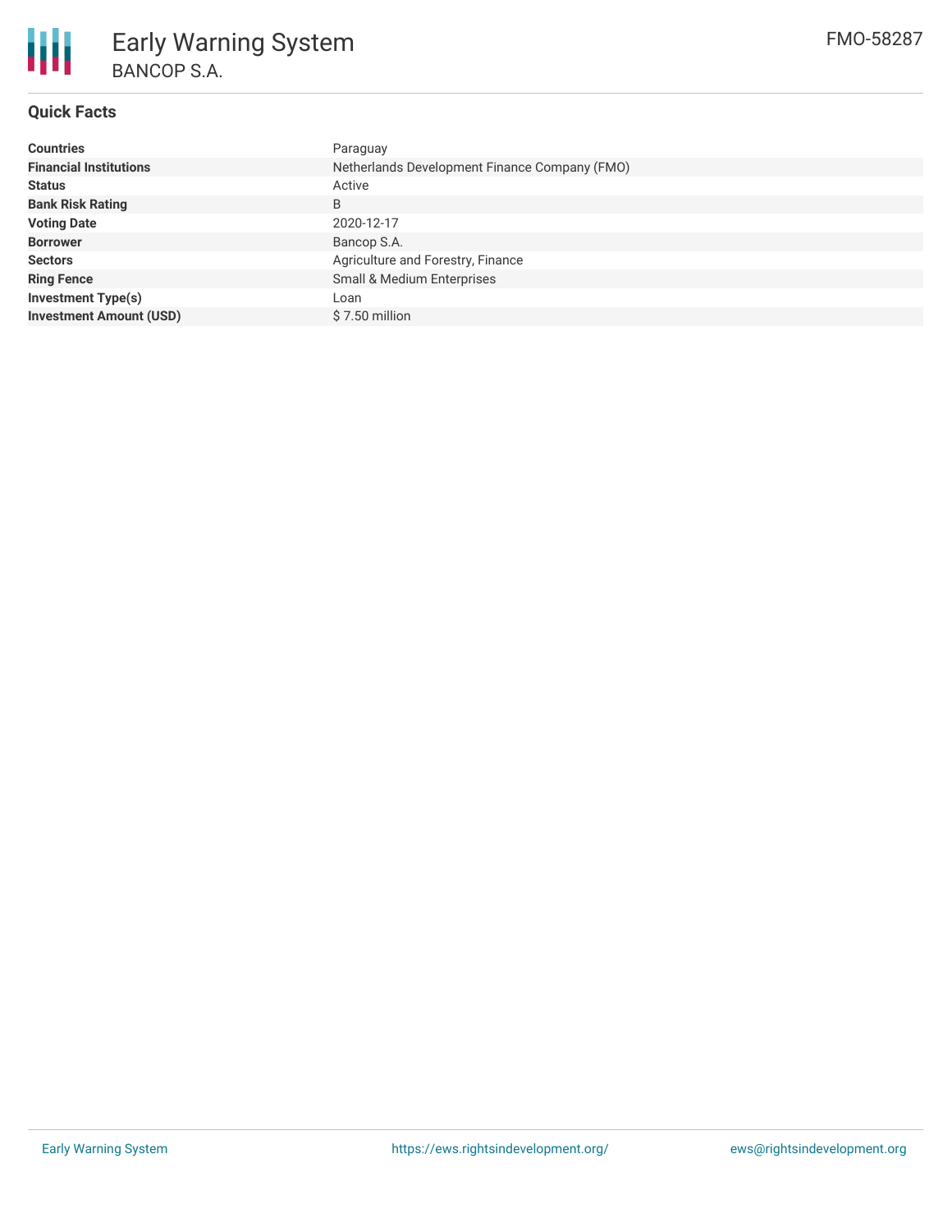# Early Warning System

BANCOP S.A.

FMO-58287

## Quick Facts

| | |
|---|---|
| **Countries** | Paraguay |
| **Financial Institutions** | Netherlands Development Finance Company (FMO) |
| **Status** | Active |
| **Bank Risk Rating** | B |
| **Voting Date** | 2020-12-17 |
| **Borrower** | Bancop S.A. |
| **Sectors** | Agriculture and Forestry, Finance |
| **Ring Fence** | Small & Medium Enterprises |
| **Investment Type(s)** | Loan |
| **Investment Amount (USD)** | $ 7.50 million |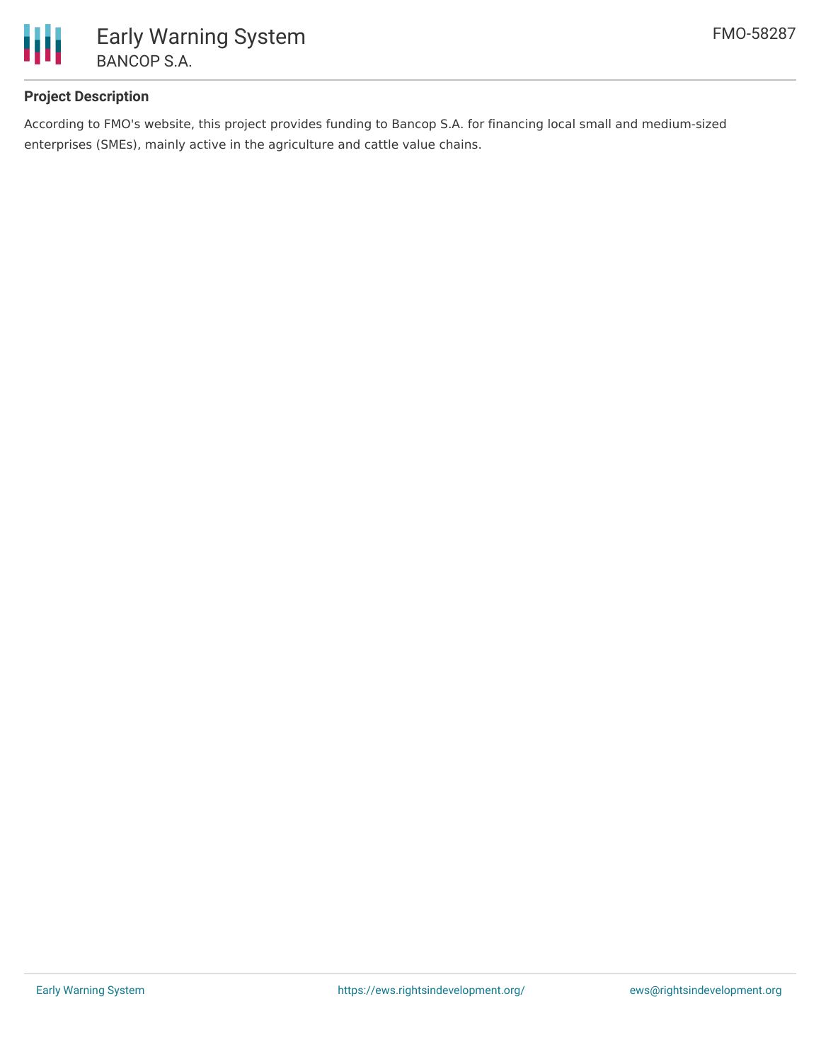### Project Description

According to FMO's website, this project provides funding to Bancop S.A. for financing local small and medium-sized enterprises (SMEs), mainly active in the agriculture and cattle value chains.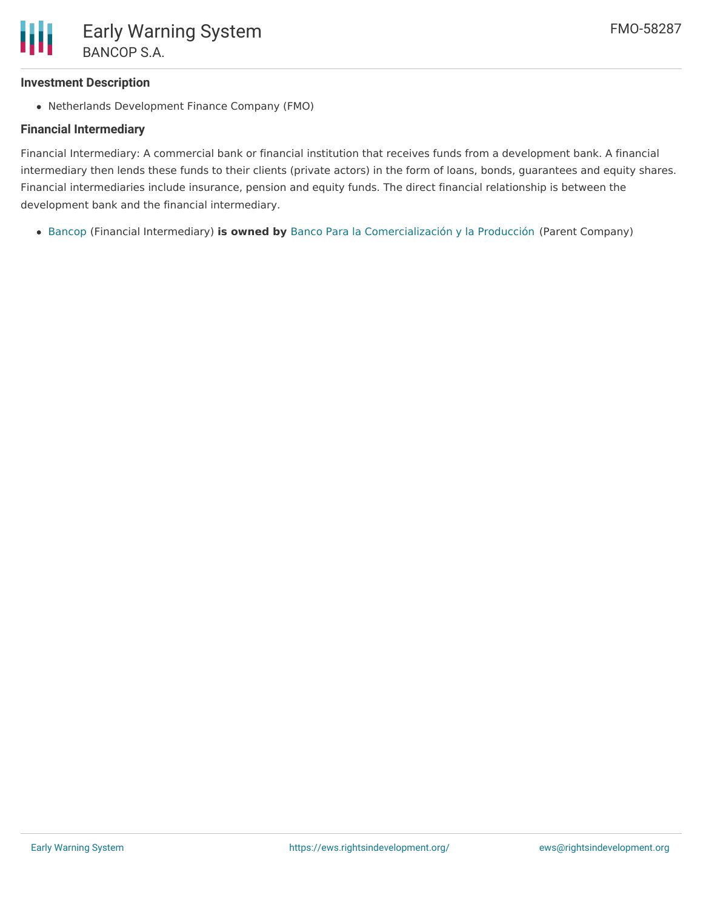### Investment Description

- Netherlands Development Finance Company (FMO)

### Financial Intermediary

Financial Intermediary: A commercial bank or financial institution that receives funds from a development bank. A financial intermediary then lends these funds to their clients (private actors) in the form of loans, bonds, guarantees and equity shares. Financial intermediaries include insurance, pension and equity funds. The direct financial relationship is between the development bank and the financial intermediary.

- Bancop (Financial Intermediary) **is owned by** Banco Para la Comercialización y la Producción (Parent Company)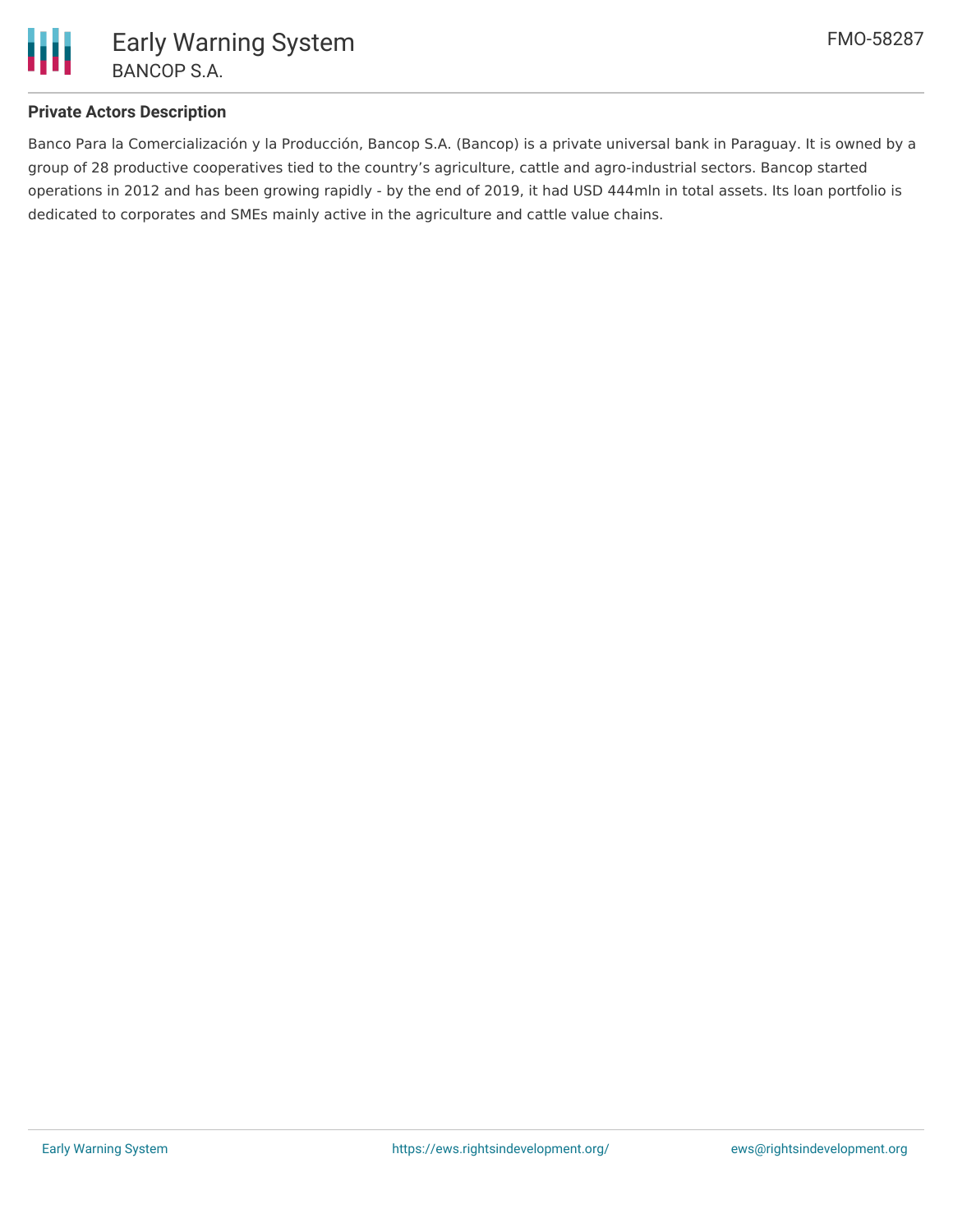**Private Actors Description**

Banco Para la Comercialización y la Producción, Bancop S.A. (Bancop) is a private universal bank in Paraguay. It is owned by a group of 28 productive cooperatives tied to the country's agriculture, cattle and agro-industrial sectors. Bancop started operations in 2012 and has been growing rapidly - by the end of 2019, it had USD 444mln in total assets. Its loan portfolio is dedicated to corporates and SMEs mainly active in the agriculture and cattle value chains.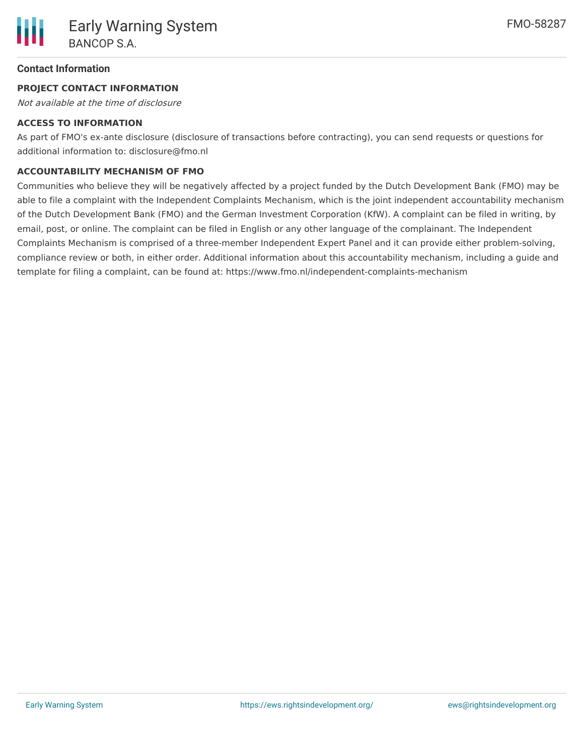## Contact Information

### PROJECT CONTACT INFORMATION

*Not available at the time of disclosure*

### ACCESS TO INFORMATION

As part of FMO's ex-ante disclosure (disclosure of transactions before contracting), you can send requests or questions for additional information to: disclosure@fmo.nl

### ACCOUNTABILITY MECHANISM OF FMO

Communities who believe they will be negatively affected by a project funded by the Dutch Development Bank (FMO) may be able to file a complaint with the Independent Complaints Mechanism, which is the joint independent accountability mechanism of the Dutch Development Bank (FMO) and the German Investment Corporation (KfW). A complaint can be filed in writing, by email, post, or online. The complaint can be filed in English or any other language of the complainant. The Independent Complaints Mechanism is comprised of a three-member Independent Expert Panel and it can provide either problem-solving, compliance review or both, in either order. Additional information about this accountability mechanism, including a guide and template for filing a complaint, can be found at: https://www.fmo.nl/independent-complaints-mechanism